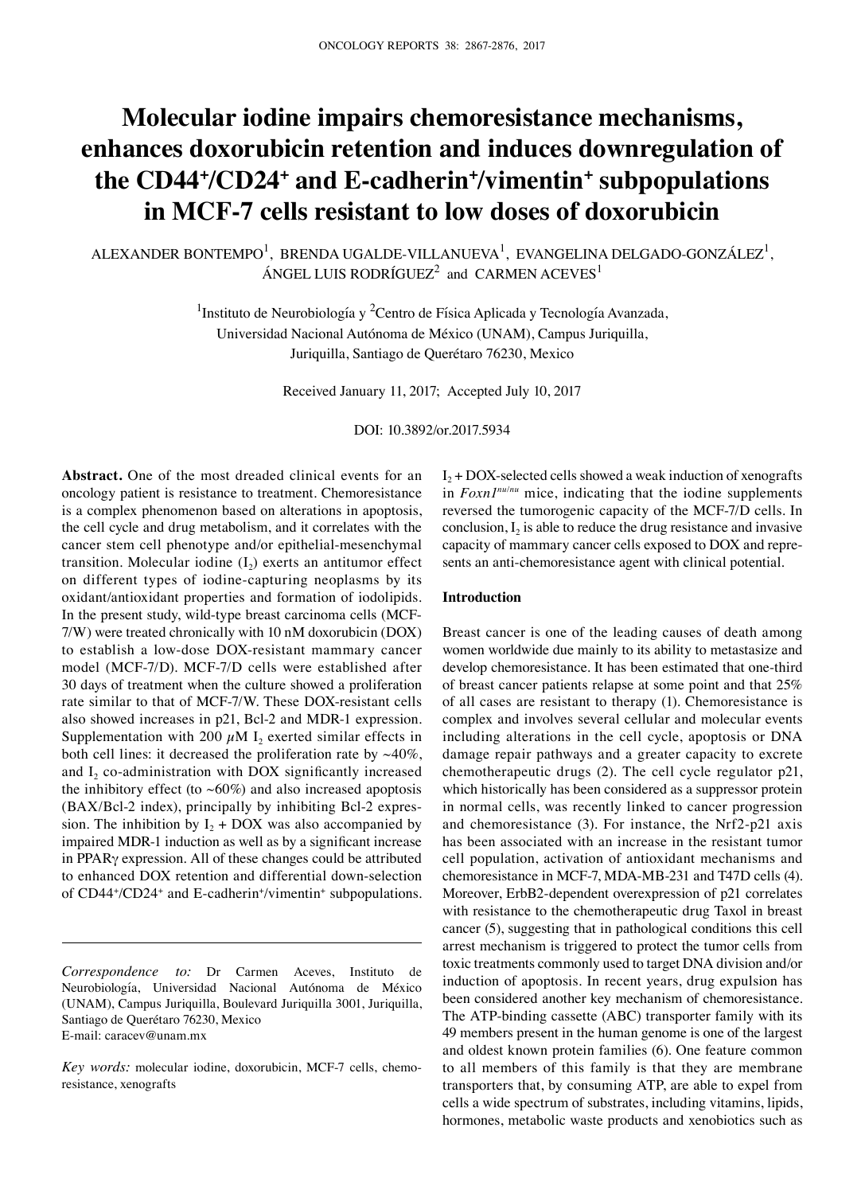# Molecular iodine impairs chemoresistance mechanisms, enhances doxorubicin retention and induces downregulation of the CD44+/CD24+ and E-cadherin+/vimentin+ subpopulations in MCF-7 cells resistant to low doses of doxorubicin

ALEXANDER BONTEMPO[1], BRENDA UGALDE-VILLANUEVA[1], EVANGELINA DELGADO-GONZÁLEZ[1], ÁNGEL LUIS RODRÍGUEZ[2] and CARMEN ACEVES[1]

[1]Instituto de Neurobiología y [2]Centro de Física Aplicada y Tecnología Avanzada, Universidad Nacional Autónoma de México (UNAM), Campus Juriquilla, Juriquilla, Santiago de Querétaro 76230, Mexico

Received January 11, 2017; Accepted July 10, 2017

DOI: 10.3892/or.2017.5934

**Abstract.** One of the most dreaded clinical events for an oncology patient is resistance to treatment. Chemoresistance is a complex phenomenon based on alterations in apoptosis, the cell cycle and drug metabolism, and it correlates with the cancer stem cell phenotype and/or epithelial-mesenchymal transition. Molecular iodine ($I_2$) exerts an antitumor effect on different types of iodine-capturing neoplasms by its oxidant/antioxidant properties and formation of iodolipids. In the present study, wild-type breast carcinoma cells (MCF-7/W) were treated chronically with 10 nM doxorubicin (DOX) to establish a low-dose DOX-resistant mammary cancer model (MCF-7/D). MCF-7/D cells were established after 30 days of treatment when the culture showed a proliferation rate similar to that of MCF-7/W. These DOX-resistant cells also showed increases in p21, Bcl-2 and MDR-1 expression. Supplementation with 200 $\mu$M $I_2$ exerted similar effects in both cell lines: it decreased the proliferation rate by ~40%, and $I_2$ co-administration with DOX significantly increased the inhibitory effect (to ~60%) and also increased apoptosis (BAX/Bcl-2 index), principally by inhibiting Bcl-2 expression. The inhibition by $I_2$ + DOX was also accompanied by impaired MDR-1 induction as well as by a significant increase in PPARγ expression. All of these changes could be attributed to enhanced DOX retention and differential down-selection of CD44+/CD24+ and E-cadherin+/vimentin+ subpopulations. $I_2$ + DOX-selected cells showed a weak induction of xenografts in *Foxn1*[nu/nu] mice, indicating that the iodine supplements reversed the tumorogenic capacity of the MCF-7/D cells. In conclusion, $I_2$ is able to reduce the drug resistance and invasive capacity of mammary cancer cells exposed to DOX and represents an anti-chemoresistance agent with clinical potential.

## Introduction

Breast cancer is one of the leading causes of death among women worldwide due mainly to its ability to metastasize and develop chemoresistance. It has been estimated that one-third of breast cancer patients relapse at some point and that 25% of all cases are resistant to therapy (1). Chemoresistance is complex and involves several cellular and molecular events including alterations in the cell cycle, apoptosis or DNA damage repair pathways and a greater capacity to excrete chemotherapeutic drugs (2). The cell cycle regulator p21, which historically has been considered as a suppressor protein in normal cells, was recently linked to cancer progression and chemoresistance (3). For instance, the Nrf2-p21 axis has been associated with an increase in the resistant tumor cell population, activation of antioxidant mechanisms and chemoresistance in MCF-7, MDA-MB-231 and T47D cells (4). Moreover, ErbB2-dependent overexpression of p21 correlates with resistance to the chemotherapeutic drug Taxol in breast cancer (5), suggesting that in pathological conditions this cell arrest mechanism is triggered to protect the tumor cells from toxic treatments commonly used to target DNA division and/or induction of apoptosis. In recent years, drug expulsion has been considered another key mechanism of chemoresistance. The ATP-binding cassette (ABC) transporter family with its 49 members present in the human genome is one of the largest and oldest known protein families (6). One feature common to all members of this family is that they are membrane transporters that, by consuming ATP, are able to expel from cells a wide spectrum of substrates, including vitamins, lipids, hormones, metabolic waste products and xenobiotics such as

*Correspondence to:* Dr Carmen Aceves, Instituto de Neurobiología, Universidad Nacional Autónoma de México (UNAM), Campus Juriquilla, Boulevard Juriquilla 3001, Juriquilla, Santiago de Querétaro 76230, Mexico
E-mail: caracev@unam.mx

*Key words:* molecular iodine, doxorubicin, MCF-7 cells, chemoresistance, xenografts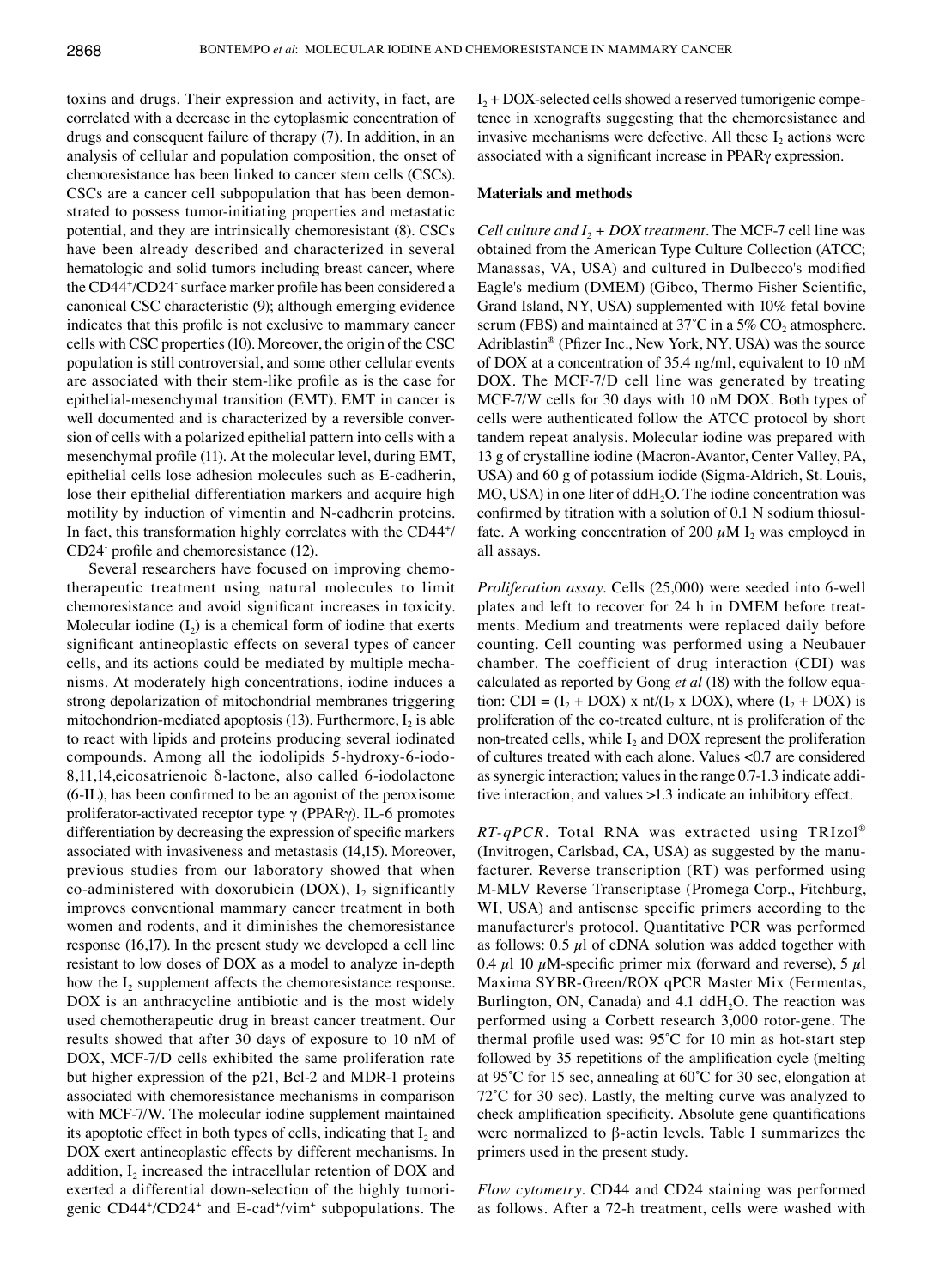toxins and drugs. Their expression and activity, in fact, are correlated with a decrease in the cytoplasmic concentration of drugs and consequent failure of therapy (7). In addition, in an analysis of cellular and population composition, the onset of chemoresistance has been linked to cancer stem cells (CSCs). CSCs are a cancer cell subpopulation that has been demonstrated to possess tumor-initiating properties and metastatic potential, and they are intrinsically chemoresistant (8). CSCs have been already described and characterized in several hematologic and solid tumors including breast cancer, where the $CD44^+/CD24^-$ surface marker profile has been considered a canonical CSC characteristic (9); although emerging evidence indicates that this profile is not exclusive to mammary cancer cells with CSC properties (10). Moreover, the origin of the CSC population is still controversial, and some other cellular events are associated with their stem-like profile as is the case for epithelial-mesenchymal transition (EMT). EMT in cancer is well documented and is characterized by a reversible conversion of cells with a polarized epithelial pattern into cells with a mesenchymal profile (11). At the molecular level, during EMT, epithelial cells lose adhesion molecules such as E-cadherin, lose their epithelial differentiation markers and acquire high motility by induction of vimentin and N-cadherin proteins. In fact, this transformation highly correlates with the $CD44^+/CD24^-$ profile and chemoresistance (12).

Several researchers have focused on improving chemotherapeutic treatment using natural molecules to limit chemoresistance and avoid significant increases in toxicity. Molecular iodine ($I_2$) is a chemical form of iodine that exerts significant antineoplastic effects on several types of cancer cells, and its actions could be mediated by multiple mechanisms. At moderately high concentrations, iodine induces a strong depolarization of mitochondrial membranes triggering mitochondrion-mediated apoptosis (13). Furthermore, $I_2$ is able to react with lipids and proteins producing several iodinated compounds. Among all the iodolipids 5-hydroxy-6-iodo-8,11,14,eicosatrienoic δ-lactone, also called 6-iodolactone (6-IL), has been confirmed to be an agonist of the peroxisome proliferator-activated receptor type γ (PPARγ). IL-6 promotes differentiation by decreasing the expression of specific markers associated with invasiveness and metastasis (14,15). Moreover, previous studies from our laboratory showed that when co-administered with doxorubicin (DOX), $I_2$ significantly improves conventional mammary cancer treatment in both women and rodents, and it diminishes the chemoresistance response (16,17). In the present study we developed a cell line resistant to low doses of DOX as a model to analyze in-depth how the $I_2$ supplement affects the chemoresistance response. DOX is an anthracycline antibiotic and is the most widely used chemotherapeutic drug in breast cancer treatment. Our results showed that after 30 days of exposure to 10 nM of DOX, MCF-7/D cells exhibited the same proliferation rate but higher expression of the p21, Bcl-2 and MDR-1 proteins associated with chemoresistance mechanisms in comparison with MCF-7/W. The molecular iodine supplement maintained its apoptotic effect in both types of cells, indicating that $I_2$ and DOX exert antineoplastic effects by different mechanisms. In addition, $I_2$ increased the intracellular retention of DOX and exerted a differential down-selection of the highly tumorigenic $CD44^+/CD24^+$ and E-$cad^+/vim^+$ subpopulations. The $I_2$ + DOX-selected cells showed a reserved tumorigenic competence in xenografts suggesting that the chemoresistance and invasive mechanisms were defective. All these $I_2$ actions were associated with a significant increase in PPARγ expression.

## Materials and methods

*Cell culture and $I_2$ + DOX treatment.* The MCF-7 cell line was obtained from the American Type Culture Collection (ATCC; Manassas, VA, USA) and cultured in Dulbecco's modified Eagle's medium (DMEM) (Gibco, Thermo Fisher Scientific, Grand Island, NY, USA) supplemented with 10% fetal bovine serum (FBS) and maintained at 37˚C in a 5% $CO_2$ atmosphere. Adriblastin® (Pfizer Inc., New York, NY, USA) was the source of DOX at a concentration of 35.4 ng/ml, equivalent to 10 nM DOX. The MCF-7/D cell line was generated by treating MCF-7/W cells for 30 days with 10 nM DOX. Both types of cells were authenticated follow the ATCC protocol by short tandem repeat analysis. Molecular iodine was prepared with 13 g of crystalline iodine (Macron-Avantor, Center Valley, PA, USA) and 60 g of potassium iodide (Sigma-Aldrich, St. Louis, MO, USA) in one liter of $ddH_2O$. The iodine concentration was confirmed by titration with a solution of 0.1 N sodium thiosulfate. A working concentration of 200 µM $I_2$ was employed in all assays.

*Proliferation assay.* Cells (25,000) were seeded into 6-well plates and left to recover for 24 h in DMEM before treatments. Medium and treatments were replaced daily before counting. Cell counting was performed using a Neubauer chamber. The coefficient of drug interaction (CDI) was calculated as reported by Gong *et al* (18) with the follow equation: $CDI = (I_2 + DOX) \times nt/(I_2 \times DOX)$, where ($I_2$ + DOX) is proliferation of the co-treated culture, nt is proliferation of the non-treated cells, while $I_2$ and DOX represent the proliferation of cultures treated with each alone. Values <0.7 are considered as synergic interaction; values in the range 0.7-1.3 indicate additive interaction, and values >1.3 indicate an inhibitory effect.

*RT-qPCR.* Total RNA was extracted using TRIzol® (Invitrogen, Carlsbad, CA, USA) as suggested by the manufacturer. Reverse transcription (RT) was performed using M-MLV Reverse Transcriptase (Promega Corp., Fitchburg, WI, USA) and antisense specific primers according to the manufacturer's protocol. Quantitative PCR was performed as follows: 0.5 µl of cDNA solution was added together with 0.4 µl 10 µM-specific primer mix (forward and reverse), 5 µl Maxima SYBR-Green/ROX qPCR Master Mix (Fermentas, Burlington, ON, Canada) and 4.1 $ddH_2O$. The reaction was performed using a Corbett research 3,000 rotor-gene. The thermal profile used was: 95˚C for 10 min as hot-start step followed by 35 repetitions of the amplification cycle (melting at 95˚C for 15 sec, annealing at 60˚C for 30 sec, elongation at 72˚C for 30 sec). Lastly, the melting curve was analyzed to check amplification specificity. Absolute gene quantifications were normalized to β-actin levels. Table I summarizes the primers used in the present study.

*Flow cytometry.* CD44 and CD24 staining was performed as follows. After a 72-h treatment, cells were washed with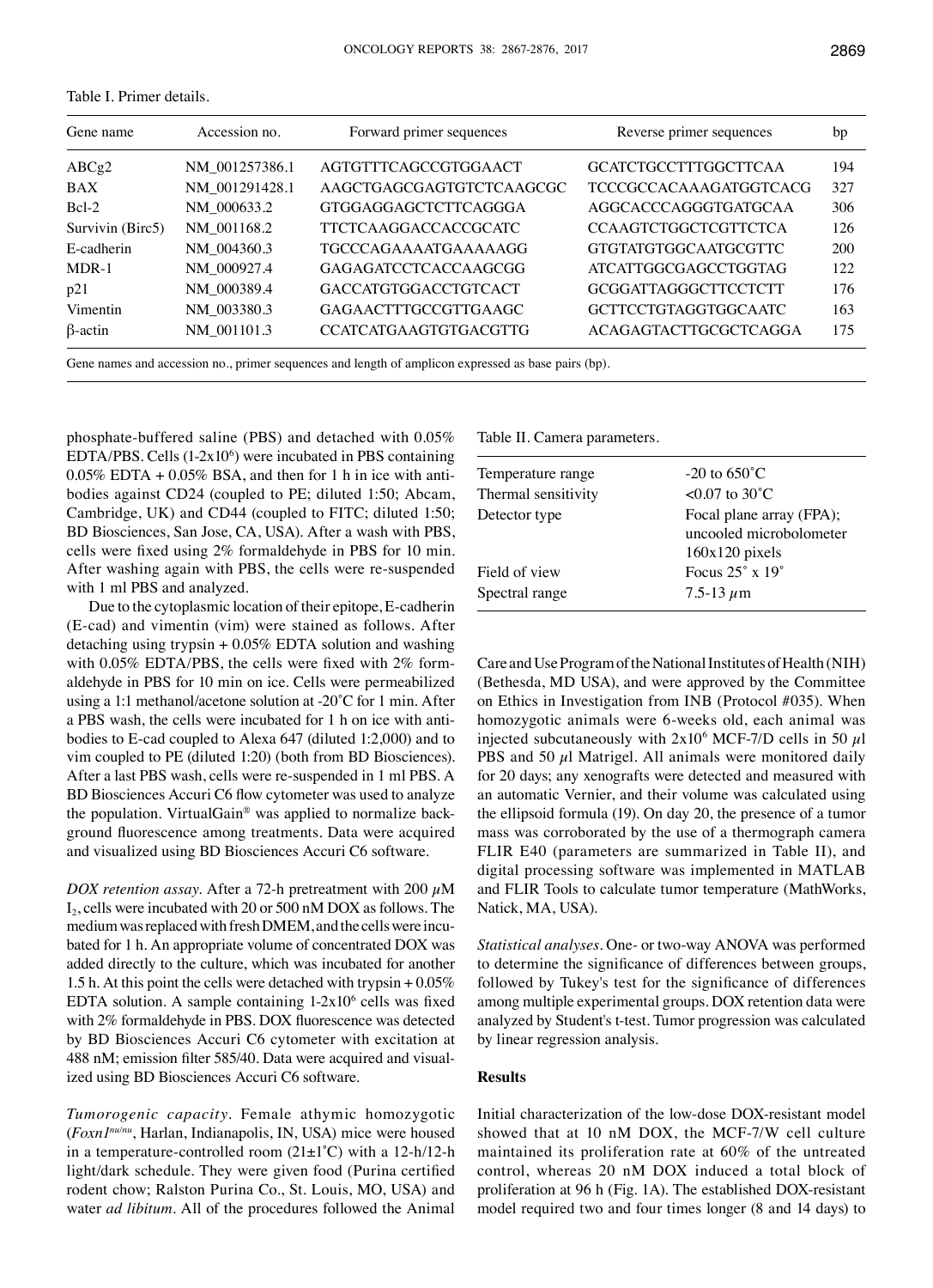Table I. Primer details.

| Gene name | Accession no. | Forward primer sequences | Reverse primer sequences | bp |
|---|---|---|---|---|
| ABCg2 | NM_001257386.1 | AGTGTTTCAGCCGTGGAACT | GCATCTGCCTTTGGCTTCAA | 194 |
| BAX | NM_001291428.1 | AAGCTGAGCGAGTGTCTCAAGCGC | TCCCGCCACAAAGATGGTCACG | 327 |
| Bcl-2 | NM_000633.2 | GTGGAGGAGCTCTTCAGGGA | AGGCACCCAGGGTGATGCAA | 306 |
| Survivin (Birc5) | NM_001168.2 | TTCTCAAGGACCACCGCATC | CCAAGTCTGGCTCGTTCTCA | 126 |
| E-cadherin | NM_004360.3 | TGCCCAGAAAATGAAAAAGG | GTGTATGTGGCAATGCGTTC | 200 |
| MDR-1 | NM_000927.4 | GAGAGATCCTCACCAAGCGG | ATCATTGGCGAGCCTGGTAG | 122 |
| p21 | NM_000389.4 | GACCATGTGGACCTGTCACT | GCGGATTAGGGCTTCCTCTT | 176 |
| Vimentin | NM_003380.3 | GAGAACTTTGCCGTTGAAGC | GCTTCCTGTAGGTGGCAATC | 163 |
| β-actin | NM_001101.3 | CCATCATGAAGTGTGACGTTG | ACAGAGTACTTGCGCTCAGGA | 175 |

Gene names and accession no., primer sequences and length of amplicon expressed as base pairs (bp).

phosphate-buffered saline (PBS) and detached with 0.05% EDTA/PBS. Cells (1-2x10$^{6}$) were incubated in PBS containing 0.05% EDTA + 0.05% BSA, and then for 1 h in ice with antibodies against CD24 (coupled to PE; diluted 1:50; Abcam, Cambridge, UK) and CD44 (coupled to FITC; diluted 1:50; BD Biosciences, San Jose, CA, USA). After a wash with PBS, cells were fixed using 2% formaldehyde in PBS for 10 min. After washing again with PBS, the cells were re-suspended with 1 ml PBS and analyzed.

Due to the cytoplasmic location of their epitope, E-cadherin (E-cad) and vimentin (vim) were stained as follows. After detaching using trypsin + 0.05% EDTA solution and washing with 0.05% EDTA/PBS, the cells were fixed with 2% formaldehyde in PBS for 10 min on ice. Cells were permeabilized using a 1:1 methanol/acetone solution at -20˚C for 1 min. After a PBS wash, the cells were incubated for 1 h on ice with antibodies to E-cad coupled to Alexa 647 (diluted 1:2,000) and to vim coupled to PE (diluted 1:20) (both from BD Biosciences). After a last PBS wash, cells were re-suspended in 1 ml PBS. A BD Biosciences Accuri C6 flow cytometer was used to analyze the population. VirtualGain® was applied to normalize background fluorescence among treatments. Data were acquired and visualized using BD Biosciences Accuri C6 software.

*DOX retention assay.* After a 72-h pretreatment with 200 $\mu$M $I_2$, cells were incubated with 20 or 500 nM DOX as follows. The medium was replaced with fresh DMEM, and the cells were incubated for 1 h. An appropriate volume of concentrated DOX was added directly to the culture, which was incubated for another 1.5 h. At this point the cells were detached with trypsin + 0.05% EDTA solution. A sample containing 1-2x10$^{6}$ cells was fixed with 2% formaldehyde in PBS. DOX fluorescence was detected by BD Biosciences Accuri C6 cytometer with excitation at 488 nM; emission filter 585/40. Data were acquired and visualized using BD Biosciences Accuri C6 software.

*Tumorogenic capacity.* Female athymic homozygotic (*Foxn1$^{nu/nu}$*, Harlan, Indianapolis, IN, USA) mice were housed in a temperature-controlled room (21±1˚C) with a 12-h/12-h light/dark schedule. They were given food (Purina certified rodent chow; Ralston Purina Co., St. Louis, MO, USA) and water *ad libitum*. All of the procedures followed the Animal Care and Use Program of the National Institutes of Health (NIH) (Bethesda, MD USA), and were approved by the Committee on Ethics in Investigation from INB (Protocol #035). When homozygotic animals were 6-weeks old, each animal was injected subcutaneously with 2x10$^{6}$ MCF-7/D cells in 50 $\mu$l PBS and 50 $\mu$l Matrigel. All animals were monitored daily for 20 days; any xenografts were detected and measured with an automatic Vernier, and their volume was calculated using the ellipsoid formula (19). On day 20, the presence of a tumor mass was corroborated by the use of a thermograph camera FLIR E40 (parameters are summarized in Table II), and digital processing software was implemented in MATLAB and FLIR Tools to calculate tumor temperature (MathWorks, Natick, MA, USA).

Table II. Camera parameters.

| | |
|---|---|
| Temperature range | -20 to 650˚C |
| Thermal sensitivity | <0.07 to 30˚C |
| Detector type | Focal plane array (FPA); uncooled microbolometer 160x120 pixels |
| Field of view | Focus 25˚ x 19˚ |
| Spectral range | 7.5-13 $\mu$m |

*Statistical analyses.* One- or two-way ANOVA was performed to determine the significance of differences between groups, followed by Tukey's test for the significance of differences among multiple experimental groups. DOX retention data were analyzed by Student's t-test. Tumor progression was calculated by linear regression analysis.

## Results

Initial characterization of the low-dose DOX-resistant model showed that at 10 nM DOX, the MCF-7/W cell culture maintained its proliferation rate at 60% of the untreated control, whereas 20 nM DOX induced a total block of proliferation at 96 h (Fig. 1A). The established DOX-resistant model required two and four times longer (8 and 14 days) to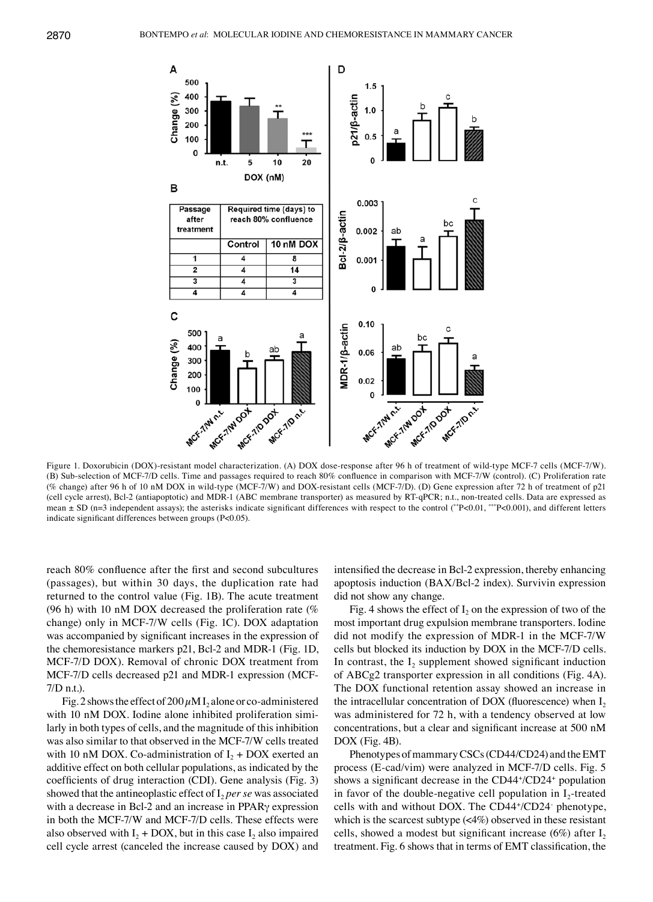Figure 1. Doxorubicin (DOX)-resistant model characterization. (A) DOX dose-response after 96 h of treatment of wild-type MCF-7 cells (MCF-7/W). (B) Sub-selection of MCF-7/D cells. Time and passages required to reach 80% confluence in comparison with MCF-7/W (control). (C) Proliferation rate (% change) after 96 h of 10 nM DOX in wild-type (MCF-7/W) and DOX-resistant cells (MCF-7/D). (D) Gene expression after 72 h of treatment of p21 (cell cycle arrest), Bcl-2 (antiapoptotic) and MDR-1 (ABC membrane transporter) as measured by RT-qPCR; n.t., non-treated cells. Data are expressed as mean ± SD (n=3 independent assays); the asterisks indicate significant differences with respect to the control (**P<0.01, ***P<0.001), and different letters indicate significant differences between groups (P<0.05).

reach 80% confluence after the first and second subcultures (passages), but within 30 days, the duplication rate had returned to the control value (Fig. 1B). The acute treatment (96 h) with 10 nM DOX decreased the proliferation rate (% change) only in MCF-7/W cells (Fig. 1C). DOX adaptation was accompanied by significant increases in the expression of the chemoresistance markers p21, Bcl-2 and MDR-1 (Fig. 1D, MCF-7/D DOX). Removal of chronic DOX treatment from MCF-7/D cells decreased p21 and MDR-1 expression (MCF-7/D n.t.).

Fig. 2 shows the effect of 200 $\mu$M $I_2$ alone or co-administered with 10 nM DOX. Iodine alone inhibited proliferation similarly in both types of cells, and the magnitude of this inhibition was also similar to that observed in the MCF-7/W cells treated with 10 nM DOX. Co-administration of $I_2$ + DOX exerted an additive effect on both cellular populations, as indicated by the coefficients of drug interaction (CDI). Gene analysis (Fig. 3) showed that the antineoplastic effect of $I_2$ *per se* was associated with a decrease in Bcl-2 and an increase in PPARγ expression in both the MCF-7/W and MCF-7/D cells. These effects were also observed with $I_2$ + DOX, but in this case $I_2$ also impaired cell cycle arrest (canceled the increase caused by DOX) and intensified the decrease in Bcl-2 expression, thereby enhancing apoptosis induction (BAX/Bcl-2 index). Survivin expression did not show any change.

Fig. 4 shows the effect of $I_2$ on the expression of two of the most important drug expulsion membrane transporters. Iodine did not modify the expression of MDR-1 in the MCF-7/W cells but blocked its induction by DOX in the MCF-7/D cells. In contrast, the $I_2$ supplement showed significant induction of ABCg2 transporter expression in all conditions (Fig. 4A). The DOX functional retention assay showed an increase in the intracellular concentration of DOX (fluorescence) when $I_2$ was administered for 72 h, with a tendency observed at low concentrations, but a clear and significant increase at 500 nM DOX (Fig. 4B).

Phenotypes of mammary CSCs (CD44/CD24) and the EMT process (E-cad/vim) were analyzed in MCF-7/D cells. Fig. 5 shows a significant decrease in the CD44+/CD24+ population in favor of the double-negative cell population in $I_2$-treated cells with and without DOX. The CD44+/CD24- phenotype, which is the scarcest subtype (<4%) observed in these resistant cells, showed a modest but significant increase (6%) after $I_2$ treatment. Fig. 6 shows that in terms of EMT classification, the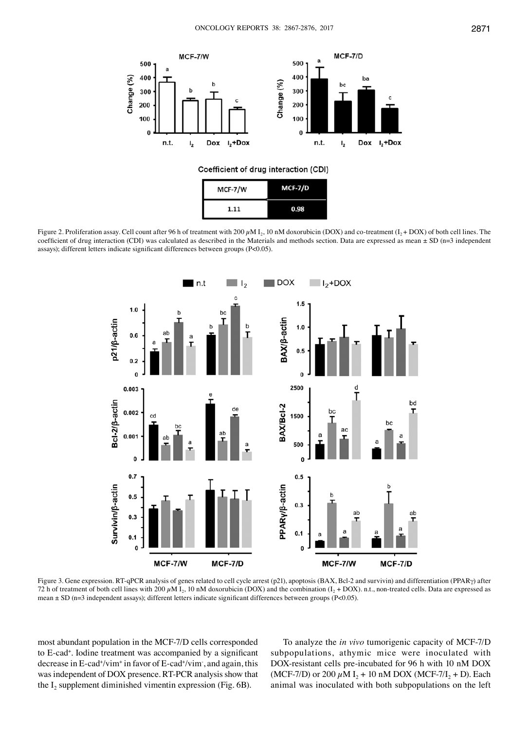Coefficient of drug interaction (CDI)

| MCF-7/W | MCF-7/D |
| --- | --- |
| 1.11 | 0.98 |

Figure 2. Proliferation assay. Cell count after 96 h of treatment with 200 $\mu$M $I_2$, 10 nM doxorubicin (DOX) and co-treatment ($I_2$ + DOX) of both cell lines. The coefficient of drug interaction (CDI) was calculated as described in the Materials and methods section. Data are expressed as mean ± SD (n=3 independent assays); different letters indicate significant differences between groups (P<0.05).

Figure 3. Gene expression. RT-qPCR analysis of genes related to cell cycle arrest (p21), apoptosis (BAX, Bcl-2 and survivin) and differentiation (PPARγ) after 72 h of treatment of both cell lines with 200 $\mu$M $I_2$, 10 nM doxorubicin (DOX) and the combination ($I_2$ + DOX). n.t., non-treated cells. Data are expressed as mean ± SD (n=3 independent assays); different letters indicate significant differences between groups (P<0.05).

most abundant population in the MCF-7/D cells corresponded to E-cad$^+$. Iodine treatment was accompanied by a significant decrease in E-cad$^+$/vim$^+$ in favor of E-cad$^+$/vim$^-$, and again, this was independent of DOX presence. RT-PCR analysis show that the $I_2$ supplement diminished vimentin expression (Fig. 6B).

To analyze the *in vivo* tumorigenic capacity of MCF-7/D subpopulations, athymic mice were inoculated with DOX-resistant cells pre-incubated for 96 h with 10 nM DOX (MCF-7/D) or 200 $\mu$M $I_2$ + 10 nM DOX (MCF-7/$I_2$ + D). Each animal was inoculated with both subpopulations on the left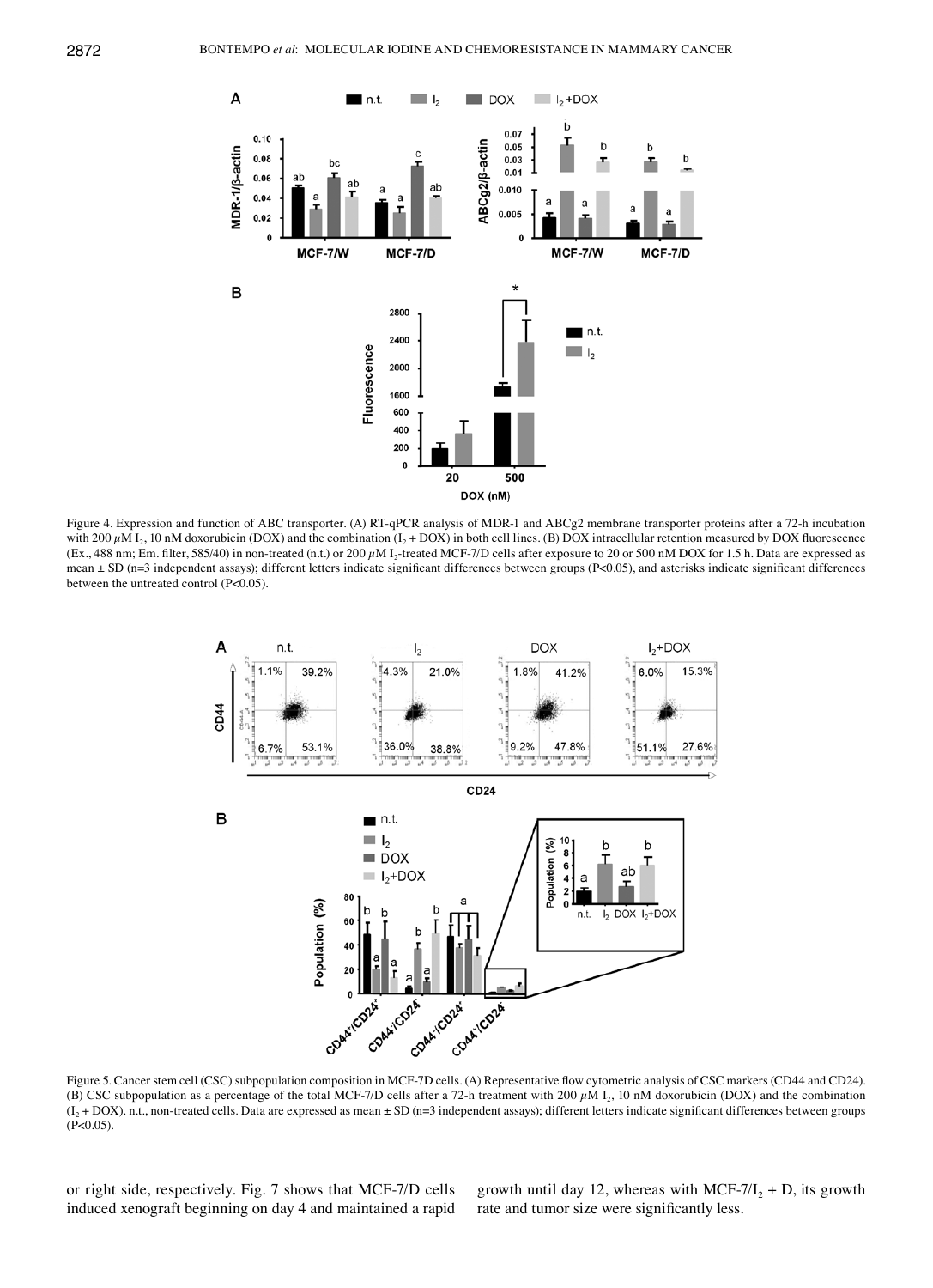Figure 4. Expression and function of ABC transporter. (A) RT-qPCR analysis of MDR-1 and ABCg2 membrane transporter proteins after a 72-h incubation with 200 $\mu$M $I_2$, 10 nM doxorubicin (DOX) and the combination ($I_2$ + DOX) in both cell lines. (B) DOX intracellular retention measured by DOX fluorescence (Ex., 488 nm; Em. filter, 585/40) in non-treated (n.t.) or 200 $\mu$M $I_2$-treated MCF-7/D cells after exposure to 20 or 500 nM DOX for 1.5 h. Data are expressed as mean ± SD (n=3 independent assays); different letters indicate significant differences between groups (P<0.05), and asterisks indicate significant differences between the untreated control (P<0.05).

Figure 5. Cancer stem cell (CSC) subpopulation composition in MCF-7D cells. (A) Representative flow cytometric analysis of CSC markers (CD44 and CD24). (B) CSC subpopulation as a percentage of the total MCF-7/D cells after a 72-h treatment with 200 $\mu$M $I_2$, 10 nM doxorubicin (DOX) and the combination ($I_2$ + DOX). n.t., non-treated cells. Data are expressed as mean ± SD (n=3 independent assays); different letters indicate significant differences between groups (P<0.05).

or right side, respectively. Fig. 7 shows that MCF-7/D cells induced xenograft beginning on day 4 and maintained a rapid growth until day 12, whereas with MCF-7/$I_2$ + D, its growth rate and tumor size were significantly less.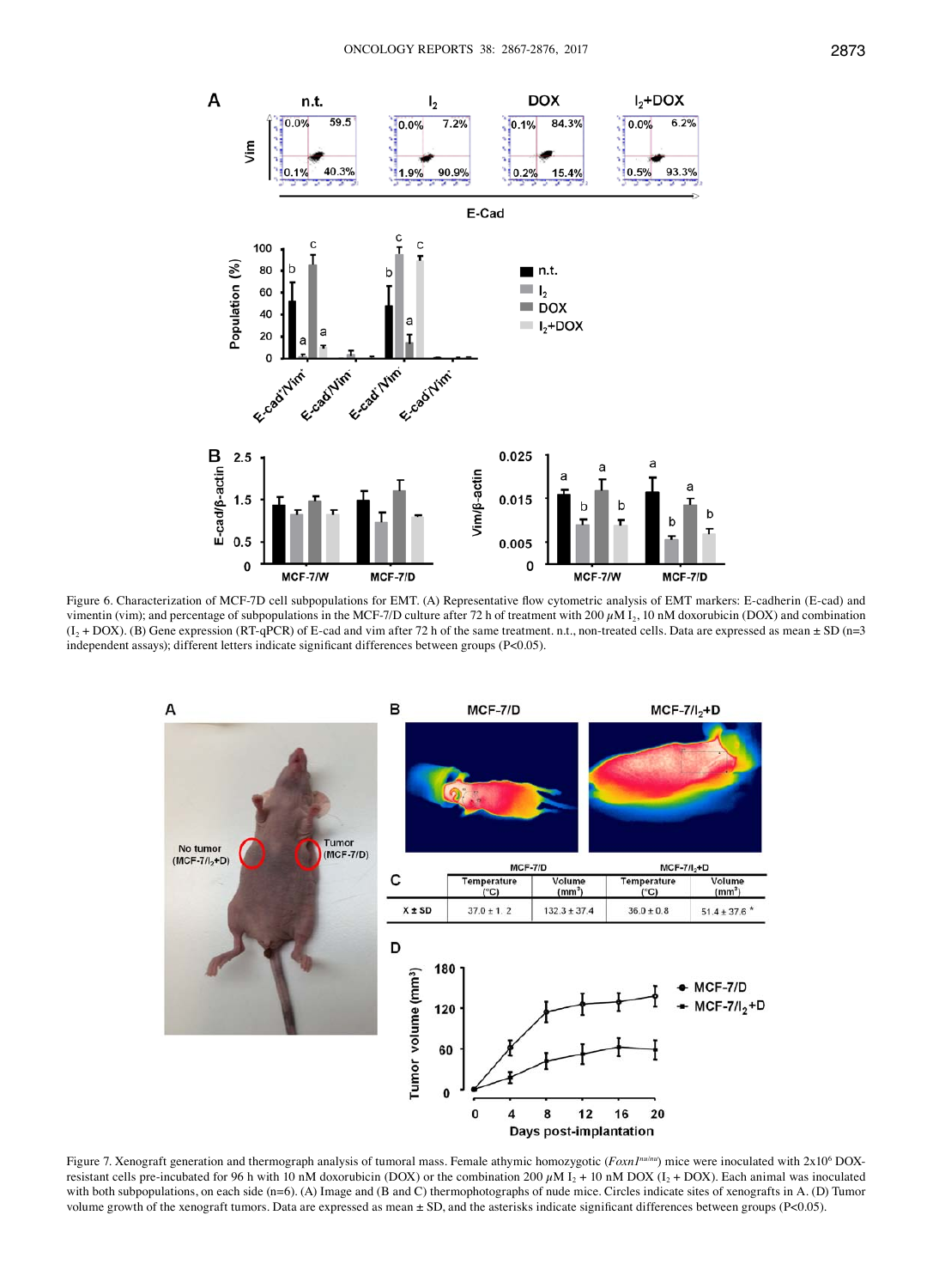Figure 6. Characterization of MCF-7D cell subpopulations for EMT. (A) Representative flow cytometric analysis of EMT markers: E-cadherin (E-cad) and vimentin (vim); and percentage of subpopulations in the MCF-7/D culture after 72 h of treatment with 200 $\mu$M $I_2$, 10 nM doxorubicin (DOX) and combination ($I_2$ + DOX). (B) Gene expression (RT-qPCR) of E-cad and vim after 72 h of the same treatment. n.t., non-treated cells. Data are expressed as mean ± SD (n=3 independent assays); different letters indicate significant differences between groups (P<0.05).

| | MCF-7/D | | MCF-7/$I_2$+D | |
|---|---|---|---|---|
| | Temperature (°C) | Volume ($mm^3$) | Temperature (°C) | Volume ($mm^3$) |
| X ± SD | 37.0 ± 1. 2 | 132.3 ± 37.4 | 36.0 ± 0.8 | 51.4 ± 37.6 * |

Figure 7. Xenograft generation and thermograph analysis of tumoral mass. Female athymic homozygotic (*Foxn1*[nu/nu]) mice were inoculated with $2\times10^6$ DOX-resistant cells pre-incubated for 96 h with 10 nM doxorubicin (DOX) or the combination 200 $\mu$M $I_2$ + 10 nM DOX ($I_2$ + DOX). Each animal was inoculated with both subpopulations, on each side (n=6). (A) Image and (B and C) thermophotographs of nude mice. Circles indicate sites of xenografts in A. (D) Tumor volume growth of the xenograft tumors. Data are expressed as mean ± SD, and the asterisks indicate significant differences between groups (P<0.05).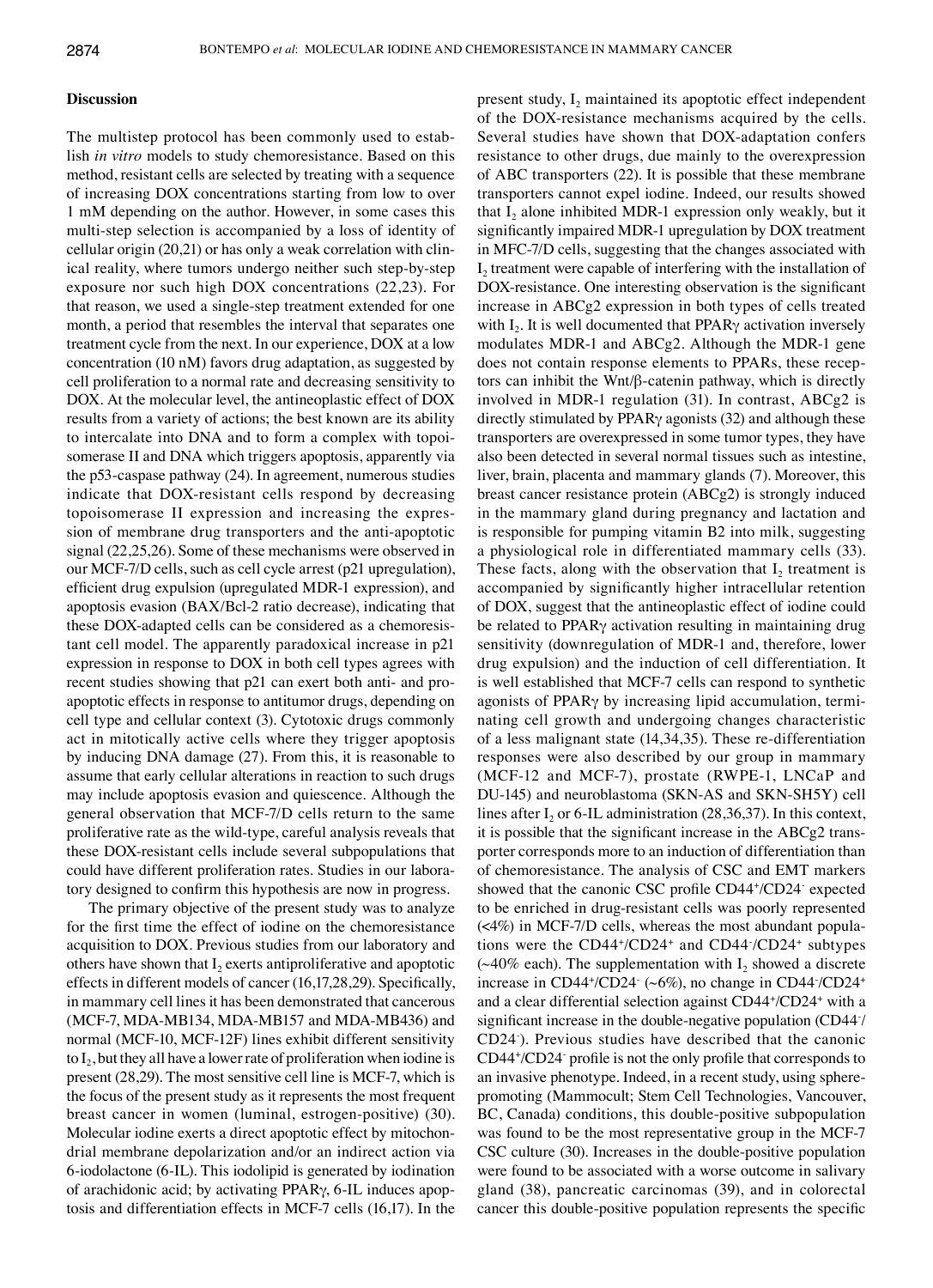## Discussion

The multistep protocol has been commonly used to establish *in vitro* models to study chemoresistance. Based on this method, resistant cells are selected by treating with a sequence of increasing DOX concentrations starting from low to over 1 mM depending on the author. However, in some cases this multi-step selection is accompanied by a loss of identity of cellular origin (20,21) or has only a weak correlation with clinical reality, where tumors undergo neither such step-by-step exposure nor such high DOX concentrations (22,23). For that reason, we used a single-step treatment extended for one month, a period that resembles the interval that separates one treatment cycle from the next. In our experience, DOX at a low concentration (10 nM) favors drug adaptation, as suggested by cell proliferation to a normal rate and decreasing sensitivity to DOX. At the molecular level, the antineoplastic effect of DOX results from a variety of actions; the best known are its ability to intercalate into DNA and to form a complex with topoisomerase II and DNA which triggers apoptosis, apparently via the p53-caspase pathway (24). In agreement, numerous studies indicate that DOX-resistant cells respond by decreasing topoisomerase II expression and increasing the expression of membrane drug transporters and the anti-apoptotic signal (22,25,26). Some of these mechanisms were observed in our MCF-7/D cells, such as cell cycle arrest (p21 upregulation), efficient drug expulsion (upregulated MDR-1 expression), and apoptosis evasion (BAX/Bcl-2 ratio decrease), indicating that these DOX-adapted cells can be considered as a chemoresistant cell model. The apparently paradoxical increase in p21 expression in response to DOX in both cell types agrees with recent studies showing that p21 can exert both anti- and pro-apoptotic effects in response to antitumor drugs, depending on cell type and cellular context (3). Cytotoxic drugs commonly act in mitotically active cells where they trigger apoptosis by inducing DNA damage (27). From this, it is reasonable to assume that early cellular alterations in reaction to such drugs may include apoptosis evasion and quiescence. Although the general observation that MCF-7/D cells return to the same proliferative rate as the wild-type, careful analysis reveals that these DOX-resistant cells include several subpopulations that could have different proliferation rates. Studies in our laboratory designed to confirm this hypothesis are now in progress.

The primary objective of the present study was to analyze for the first time the effect of iodine on the chemoresistance acquisition to DOX. Previous studies from our laboratory and others have shown that $I_2$ exerts antiproliferative and apoptotic effects in different models of cancer (16,17,28,29). Specifically, in mammary cell lines it has been demonstrated that cancerous (MCF-7, MDA-MB134, MDA-MB157 and MDA-MB436) and normal (MCF-10, MCF-12F) lines exhibit different sensitivity to $I_2$, but they all have a lower rate of proliferation when iodine is present (28,29). The most sensitive cell line is MCF-7, which is the focus of the present study as it represents the most frequent breast cancer in women (luminal, estrogen-positive) (30). Molecular iodine exerts a direct apoptotic effect by mitochondrial membrane depolarization and/or an indirect action via 6-iodolactone (6-IL). This iodolipid is generated by iodination of arachidonic acid; by activating PPARγ, 6-IL induces apoptosis and differentiation effects in MCF-7 cells (16,17). In the present study, $I_2$ maintained its apoptotic effect independent of the DOX-resistance mechanisms acquired by the cells. Several studies have shown that DOX-adaptation confers resistance to other drugs, due mainly to the overexpression of ABC transporters (22). It is possible that these membrane transporters cannot expel iodine. Indeed, our results showed that $I_2$ alone inhibited MDR-1 expression only weakly, but it significantly impaired MDR-1 upregulation by DOX treatment in MFC-7/D cells, suggesting that the changes associated with $I_2$ treatment were capable of interfering with the installation of DOX-resistance. One interesting observation is the significant increase in ABCg2 expression in both types of cells treated with $I_2$. It is well documented that PPARγ activation inversely modulates MDR-1 and ABCg2. Although the MDR-1 gene does not contain response elements to PPARs, these receptors can inhibit the Wnt/β-catenin pathway, which is directly involved in MDR-1 regulation (31). In contrast, ABCg2 is directly stimulated by PPARγ agonists (32) and although these transporters are overexpressed in some tumor types, they have also been detected in several normal tissues such as intestine, liver, brain, placenta and mammary glands (7). Moreover, this breast cancer resistance protein (ABCg2) is strongly induced in the mammary gland during pregnancy and lactation and is responsible for pumping vitamin B2 into milk, suggesting a physiological role in differentiated mammary cells (33). These facts, along with the observation that $I_2$ treatment is accompanied by significantly higher intracellular retention of DOX, suggest that the antineoplastic effect of iodine could be related to PPARγ activation resulting in maintaining drug sensitivity (downregulation of MDR-1 and, therefore, lower drug expulsion) and the induction of cell differentiation. It is well established that MCF-7 cells can respond to synthetic agonists of PPARγ by increasing lipid accumulation, terminating cell growth and undergoing changes characteristic of a less malignant state (14,34,35). These re-differentiation responses were also described by our group in mammary (MCF-12 and MCF-7), prostate (RWPE-1, LNCaP and DU-145) and neuroblastoma (SKN-AS and SKN-SH5Y) cell lines after $I_2$ or 6-IL administration (28,36,37). In this context, it is possible that the significant increase in the ABCg2 transporter corresponds more to an induction of differentiation than of chemoresistance. The analysis of CSC and EMT markers showed that the canonic CSC profile $CD44^+/CD24^-$ expected to be enriched in drug-resistant cells was poorly represented (<4%) in MCF-7/D cells, whereas the most abundant populations were the $CD44^+/CD24^+$ and $CD44^-/CD24^+$ subtypes (~40% each). The supplementation with $I_2$ showed a discrete increase in $CD44^+/CD24^-$ (~6%), no change in $CD44^-/CD24^+$ and a clear differential selection against $CD44^+/CD24^+$ with a significant increase in the double-negative population ($CD44^-/CD24^-$). Previous studies have described that the canonic $CD44^+/CD24^-$ profile is not the only profile that corresponds to an invasive phenotype. Indeed, in a recent study, using sphere-promoting (Mammocult; Stem Cell Technologies, Vancouver, BC, Canada) conditions, this double-positive subpopulation was found to be the most representative group in the MCF-7 CSC culture (30). Increases in the double-positive population were found to be associated with a worse outcome in salivary gland (38), pancreatic carcinomas (39), and in colorectal cancer this double-positive population represents the specific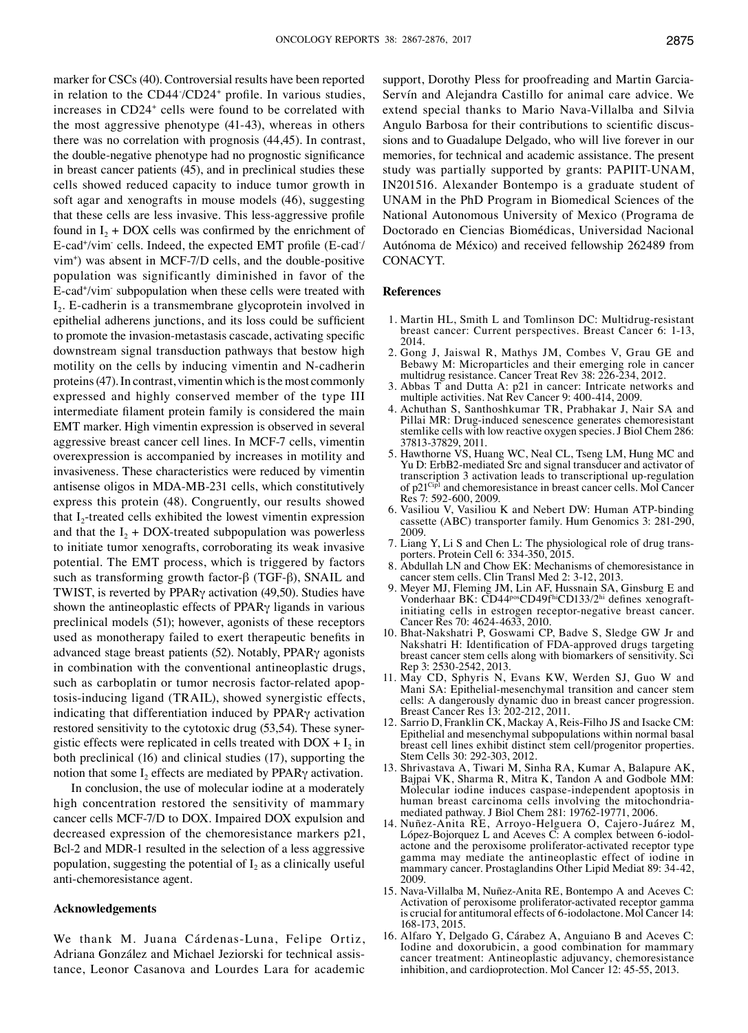marker for CSCs (40). Controversial results have been reported in relation to the $CD44^-/CD24^+$ profile. In various studies, increases in $CD24^+$ cells were found to be correlated with the most aggressive phenotype (41-43), whereas in others there was no correlation with prognosis (44,45). In contrast, the double-negative phenotype had no prognostic significance in breast cancer patients (45), and in preclinical studies these cells showed reduced capacity to induce tumor growth in soft agar and xenografts in mouse models (46), suggesting that these cells are less invasive. This less-aggressive profile found in $I_2$ + DOX cells was confirmed by the enrichment of $E\text{-cad}^+/\text{vim}^-$ cells. Indeed, the expected EMT profile ($E\text{-cad}^-/\text{vim}^+$) was absent in MCF-7/D cells, and the double-positive population was significantly diminished in favor of the $E\text{-cad}^+/\text{vim}^-$ subpopulation when these cells were treated with $I_2$. E-cadherin is a transmembrane glycoprotein involved in epithelial adherens junctions, and its loss could be sufficient to promote the invasion-metastasis cascade, activating specific downstream signal transduction pathways that bestow high motility on the cells by inducing vimentin and N-cadherin proteins (47). In contrast, vimentin which is the most commonly expressed and highly conserved member of the type III intermediate filament protein family is considered the main EMT marker. High vimentin expression is observed in several aggressive breast cancer cell lines. In MCF-7 cells, vimentin overexpression is accompanied by increases in motility and invasiveness. These characteristics were reduced by vimentin antisense oligos in MDA-MB-231 cells, which constitutively express this protein (48). Congruently, our results showed that $I_2$-treated cells exhibited the lowest vimentin expression and that the $I_2$ + DOX-treated subpopulation was powerless to initiate tumor xenografts, corroborating its weak invasive potential. The EMT process, which is triggered by factors such as transforming growth factor-β (TGF-β), SNAIL and TWIST, is reverted by PPARγ activation (49,50). Studies have shown the antineoplastic effects of PPARγ ligands in various preclinical models (51); however, agonists of these receptors used as monotherapy failed to exert therapeutic benefits in advanced stage breast patients (52). Notably, PPARγ agonists in combination with the conventional antineoplastic drugs, such as carboplatin or tumor necrosis factor-related apoptosis-inducing ligand (TRAIL), showed synergistic effects, indicating that differentiation induced by PPARγ activation restored sensitivity to the cytotoxic drug (53,54). These synergistic effects were replicated in cells treated with DOX + $I_2$ in both preclinical (16) and clinical studies (17), supporting the notion that some $I_2$ effects are mediated by PPARγ activation.

In conclusion, the use of molecular iodine at a moderately high concentration restored the sensitivity of mammary cancer cells MCF-7/D to DOX. Impaired DOX expulsion and decreased expression of the chemoresistance markers p21, Bcl-2 and MDR-1 resulted in the selection of a less aggressive population, suggesting the potential of $I_2$ as a clinically useful anti-chemoresistance agent.

## Acknowledgements

We thank M. Juana Cárdenas-Luna, Felipe Ortiz, Adriana González and Michael Jeziorski for technical assistance, Leonor Casanova and Lourdes Lara for academic support, Dorothy Pless for proofreading and Martin Garcia-Servín and Alejandra Castillo for animal care advice. We extend special thanks to Mario Nava-Villalba and Silvia Angulo Barbosa for their contributions to scientific discussions and to Guadalupe Delgado, who will live forever in our memories, for technical and academic assistance. The present study was partially supported by grants: PAPIIT-UNAM, IN201516. Alexander Bontempo is a graduate student of UNAM in the PhD Program in Biomedical Sciences of the National Autonomous University of Mexico (Programa de Doctorado en Ciencias Biomédicas, Universidad Nacional Autónoma de México) and received fellowship 262489 from CONACYT.

## References

1. Martin HL, Smith L and Tomlinson DC: Multidrug-resistant breast cancer: Current perspectives. Breast Cancer 6: 1-13, 2014.
2. Gong J, Jaiswal R, Mathys JM, Combes V, Grau GE and Bebawy M: Microparticles and their emerging role in cancer multidrug resistance. Cancer Treat Rev 38: 226-234, 2012.
3. Abbas T and Dutta A: p21 in cancer: Intricate networks and multiple activities. Nat Rev Cancer 9: 400-414, 2009.
4. Achuthan S, Santhoshkumar TR, Prabhakar J, Nair SA and Pillai MR: Drug-induced senescence generates chemoresistant stemlike cells with low reactive oxygen species. J Biol Chem 286: 37813-37829, 2011.
5. Hawthorne VS, Huang WC, Neal CL, Tseng LM, Hung MC and Yu D: ErbB2-mediated Src and signal transducer and activator of transcription 3 activation leads to transcriptional up-regulation of $p21^{Cip1}$ and chemoresistance in breast cancer cells. Mol Cancer Res 7: 592-600, 2009.
6. Vasiliou V, Vasiliou K and Nebert DW: Human ATP-binding cassette (ABC) transporter family. Hum Genomics 3: 281-290, 2009.
7. Liang Y, Li S and Chen L: The physiological role of drug transporters. Protein Cell 6: 334-350, 2015.
8. Abdullah LN and Chow EK: Mechanisms of chemoresistance in cancer stem cells. Clin Transl Med 2: 3-12, 2013.
9. Meyer MJ, Fleming JM, Lin AF, Hussnain SA, Ginsburg E and Vonderhaar BK: $CD44^{pos}CD49f^{hi}CD133/2^{hi}$ defines xenograft-initiating cells in estrogen receptor-negative breast cancer. Cancer Res 70: 4624-4633, 2010.
10. Bhat-Nakshatri P, Goswami CP, Badve S, Sledge GW Jr and Nakshatri H: Identification of FDA-approved drugs targeting breast cancer stem cells along with biomarkers of sensitivity. Sci Rep 3: 2530-2542, 2013.
11. May CD, Sphyris N, Evans KW, Werden SJ, Guo W and Mani SA: Epithelial-mesenchymal transition and cancer stem cells: A dangerously dynamic duo in breast cancer progression. Breast Cancer Res 13: 202-212, 2011.
12. Sarrio D, Franklin CK, Mackay A, Reis-Filho JS and Isacke CM: Epithelial and mesenchymal subpopulations within normal basal breast cell lines exhibit distinct stem cell/progenitor properties. Stem Cells 30: 292-303, 2012.
13. Shrivastava A, Tiwari M, Sinha RA, Kumar A, Balapure AK, Bajpai VK, Sharma R, Mitra K, Tandon A and Godbole MM: Molecular iodine induces caspase-independent apoptosis in human breast carcinoma cells involving the mitochondria-mediated pathway. J Biol Chem 281: 19762-19771, 2006.
14. Nuñez-Anita RE, Arroyo-Helguera O, Cajero-Juárez M, López-Bojorquez L and Aceves C: A complex between 6-iodolactone and the peroxisome proliferator-activated receptor type gamma may mediate the antineoplastic effect of iodine in mammary cancer. Prostaglandins Other Lipid Mediat 89: 34-42, 2009.
15. Nava-Villalba M, Nuñez-Anita RE, Bontempo A and Aceves C: Activation of peroxisome proliferator-activated receptor gamma is crucial for antitumoral effects of 6-iodolactone. Mol Cancer 14: 168-173, 2015.
16. Alfaro Y, Delgado G, Cárabez A, Anguiano B and Aceves C: Iodine and doxorubicin, a good combination for mammary cancer treatment: Antineoplastic adjuvancy, chemoresistance inhibition, and cardioprotection. Mol Cancer 12: 45-55, 2013.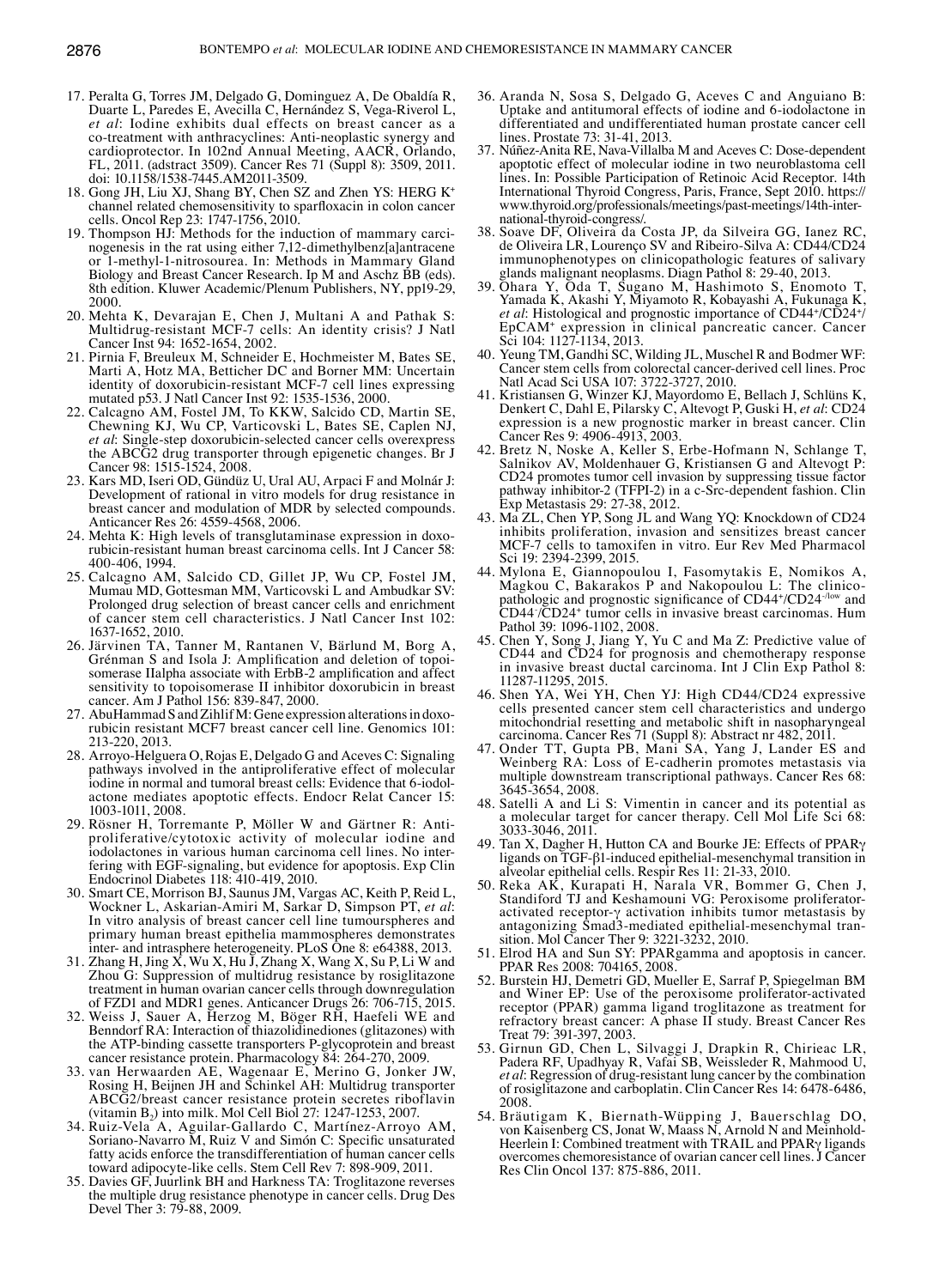17. Peralta G, Torres JM, Delgado G, Dominguez A, De Obaldía R, Duarte L, Paredes E, Avecilla C, Hernández S, Vega-Riverol L, *et al*: Iodine exhibits dual effects on breast cancer as a co-treatment with anthracyclines: Anti-neoplastic synergy and cardioprotector. In 102nd Annual Meeting, AACR, Orlando, FL, 2011. (adstract 3509). Cancer Res 71 (Suppl 8): 3509, 2011. doi: 10.1158/1538-7445.AM2011-3509.
18. Gong JH, Liu XJ, Shang BY, Chen SZ and Zhen YS: HERG $K^+$ channel related chemosensitivity to sparfloxacin in colon cancer cells. Oncol Rep 23: 1747-1756, 2010.
19. Thompson HJ: Methods for the induction of mammary carcinogenesis in the rat using either 7,12-dimethylbenz[a]antracene or 1-methyl-1-nitrosourea. In: Methods in Mammary Gland Biology and Breast Cancer Research. Ip M and Aschz BB (eds). 8th edition. Kluwer Academic/Plenum Publishers, NY, pp19-29, 2000.
20. Mehta K, Devarajan E, Chen J, Multani A and Pathak S: Multidrug-resistant MCF-7 cells: An identity crisis? J Natl Cancer Inst 94: 1652-1654, 2002.
21. Pirnia F, Breuleux M, Schneider E, Hochmeister M, Bates SE, Marti A, Hotz MA, Betticher DC and Borner MM: Uncertain identity of doxorubicin-resistant MCF-7 cell lines expressing mutated p53. J Natl Cancer Inst 92: 1535-1536, 2000.
22. Calcagno AM, Fostel JM, To KKW, Salcido CD, Martin SE, Chewning KJ, Wu CP, Varticovski L, Bates SE, Caplen NJ, *et al*: Single-step doxorubicin-selected cancer cells overexpress the ABCG2 drug transporter through epigenetic changes. Br J Cancer 98: 1515-1524, 2008.
23. Kars MD, Iseri OD, Gündüz U, Ural AU, Arpaci F and Molnár J: Development of rational in vitro models for drug resistance in breast cancer and modulation of MDR by selected compounds. Anticancer Res 26: 4559-4568, 2006.
24. Mehta K: High levels of transglutaminase expression in doxorubicin-resistant human breast carcinoma cells. Int J Cancer 58: 400-406, 1994.
25. Calcagno AM, Salcido CD, Gillet JP, Wu CP, Fostel JM, Mumau MD, Gottesman MM, Varticovski L and Ambudkar SV: Prolonged drug selection of breast cancer cells and enrichment of cancer stem cell characteristics. J Natl Cancer Inst 102: 1637-1652, 2010.
26. Järvinen TA, Tanner M, Rantanen V, Bärlund M, Borg A, Grénman S and Isola J: Amplification and deletion of topoisomerase IIalpha associate with ErbB-2 amplification and affect sensitivity to topoisomerase II inhibitor doxorubicin in breast cancer. Am J Pathol 156: 839-847, 2000.
27. AbuHammad S and Zihlif M: Gene expression alterations in doxorubicin resistant MCF7 breast cancer cell line. Genomics 101: 213-220, 2013.
28. Arroyo-Helguera O, Rojas E, Delgado G and Aceves C: Signaling pathways involved in the antiproliferative effect of molecular iodine in normal and tumoral breast cells: Evidence that 6-iodolactone mediates apoptotic effects. Endocr Relat Cancer 15: 1003-1011, 2008.
29. Rösner H, Torremante P, Möller W and Gärtner R: Antiproliferative/cytotoxic activity of molecular iodine and iodolactones in various human carcinoma cell lines. No interfering with EGF-signaling, but evidence for apoptosis. Exp Clin Endocrinol Diabetes 118: 410-419, 2010.
30. Smart CE, Morrison BJ, Saunus JM, Vargas AC, Keith P, Reid L, Wockner L, Askarian-Amiri M, Sarkar D, Simpson PT, *et al*: In vitro analysis of breast cancer cell line tumourspheres and primary human breast epithelia mammospheres demonstrates inter- and intrasphere heterogeneity. PLoS One 8: e64388, 2013.
31. Zhang H, Jing X, Wu X, Hu J, Zhang X, Wang X, Su P, Li W and Zhou G: Suppression of multidrug resistance by rosiglitazone treatment in human ovarian cancer cells through downregulation of FZD1 and MDR1 genes. Anticancer Drugs 26: 706-715, 2015.
32. Weiss J, Sauer A, Herzog M, Böger RH, Haefeli WE and Benndorf RA: Interaction of thiazolidinediones (glitazones) with the ATP-binding cassette transporters P-glycoprotein and breast cancer resistance protein. Pharmacology 84: 264-270, 2009.
33. van Herwaarden AE, Wagenaar E, Merino G, Jonker JW, Rosing H, Beijnen JH and Schinkel AH: Multidrug transporter ABCG2/breast cancer resistance protein secretes riboflavin (vitamin $B_2$) into milk. Mol Cell Biol 27: 1247-1253, 2007.
34. Ruiz-Vela A, Aguilar-Gallardo C, Martínez-Arroyo AM, Soriano-Navarro M, Ruiz V and Simón C: Specific unsaturated fatty acids enforce the transdifferentiation of human cancer cells toward adipocyte-like cells. Stem Cell Rev 7: 898-909, 2011.
35. Davies GF, Juurlink BH and Harkness TA: Troglitazone reverses the multiple drug resistance phenotype in cancer cells. Drug Des Devel Ther 3: 79-88, 2009.
36. Aranda N, Sosa S, Delgado G, Aceves C and Anguiano B: Uptake and antitumoral effects of iodine and 6-iodolactone in differentiated and undifferentiated human prostate cancer cell lines. Prostate 73: 31-41, 2013.
37. Núñez-Anita RE, Nava-Villalba M and Aceves C: Dose-dependent apoptotic effect of molecular iodine in two neuroblastoma cell lines. In: Possible Participation of Retinoic Acid Receptor. 14th International Thyroid Congress, Paris, France, Sept 2010. https://www.thyroid.org/professionals/meetings/past-meetings/14th-international-thyroid-congress/.
38. Soave DF, Oliveira da Costa JP, da Silveira GG, Ianez RC, de Oliveira LR, Lourenço SV and Ribeiro-Silva A: CD44/CD24 immunophenotypes on clinicopathologic features of salivary glands malignant neoplasms. Diagn Pathol 8: 29-40, 2013.
39. Ohara Y, Oda T, Sugano M, Hashimoto S, Enomoto T, Yamada K, Akashi Y, Miyamoto R, Kobayashi A, Fukunaga K, *et al*: Histological and prognostic importance of $CD44^+/CD24^+/EpCAM^+$ expression in clinical pancreatic cancer. Cancer Sci 104: 1127-1134, 2013.
40. Yeung TM, Gandhi SC, Wilding JL, Muschel R and Bodmer WF: Cancer stem cells from colorectal cancer-derived cell lines. Proc Natl Acad Sci USA 107: 3722-3727, 2010.
41. Kristiansen G, Winzer KJ, Mayordomo E, Bellach J, Schlüns K, Denkert C, Dahl E, Pilarsky C, Altevogt P, Guski H, *et al*: CD24 expression is a new prognostic marker in breast cancer. Clin Cancer Res 9: 4906-4913, 2003.
42. Bretz N, Noske A, Keller S, Erbe-Hofmann N, Schlange T, Salnikov AV, Moldenhauer G, Kristiansen G and Altevogt P: CD24 promotes tumor cell invasion by suppressing tissue factor pathway inhibitor-2 (TFPI-2) in a c-Src-dependent fashion. Clin Exp Metastasis 29: 27-38, 2012.
43. Ma ZL, Chen YP, Song JL and Wang YQ: Knockdown of CD24 inhibits proliferation, invasion and sensitizes breast cancer MCF-7 cells to tamoxifen in vitro. Eur Rev Med Pharmacol Sci 19: 2394-2399, 2015.
44. Mylona E, Giannopoulou I, Fasomytakis E, Nomikos A, Magkou C, Bakarakos P and Nakopoulou L: The clinicopathologic and prognostic significance of $CD44^+/CD24^{-/low}$ and $CD44^-/CD24^+$ tumor cells in invasive breast carcinomas. Hum Pathol 39: 1096-1102, 2008.
45. Chen Y, Song J, Jiang Y, Yu C and Ma Z: Predictive value of CD44 and CD24 for prognosis and chemotherapy response in invasive breast ductal carcinoma. Int J Clin Exp Pathol 8: 11287-11295, 2015.
46. Shen YA, Wei YH, Chen YJ: High CD44/CD24 expressive cells presented cancer stem cell characteristics and undergo mitochondrial resetting and metabolic shift in nasopharyngeal carcinoma. Cancer Res 71 (Suppl 8): Abstract nr 482, 2011.
47. Onder TT, Gupta PB, Mani SA, Yang J, Lander ES and Weinberg RA: Loss of E-cadherin promotes metastasis via multiple downstream transcriptional pathways. Cancer Res 68: 3645-3654, 2008.
48. Satelli A and Li S: Vimentin in cancer and its potential as a molecular target for cancer therapy. Cell Mol Life Sci 68: 3033-3046, 2011.
49. Tan X, Dagher H, Hutton CA and Bourke JE: Effects of PPARγ ligands on TGF-β1-induced epithelial-mesenchymal transition in alveolar epithelial cells. Respir Res 11: 21-33, 2010.
50. Reka AK, Kurapati H, Narala VR, Bommer G, Chen J, Standiford TJ and Keshamouni VG: Peroxisome proliferator-activated receptor-γ activation inhibits tumor metastasis by antagonizing Smad3-mediated epithelial-mesenchymal transition. Mol Cancer Ther 9: 3221-3232, 2010.
51. Elrod HA and Sun SY: PPARgamma and apoptosis in cancer. PPAR Res 2008: 704165, 2008.
52. Burstein HJ, Demetri GD, Mueller E, Sarraf P, Spiegelman BM and Winer EP: Use of the peroxisome proliferator-activated receptor (PPAR) gamma ligand troglitazone as treatment for refractory breast cancer: A phase II study. Breast Cancer Res Treat 79: 391-397, 2003.
53. Girnun GD, Chen L, Silvaggi J, Drapkin R, Chirieac LR, Padera RF, Upadhyay R, Vafai SB, Weissleder R, Mahmood U, *et al*: Regression of drug-resistant lung cancer by the combination of rosiglitazone and carboplatin. Clin Cancer Res 14: 6478-6486, 2008.
54. Bräutigam K, Biernath-Wüpping J, Bauerschlag DO, von Kaisenberg CS, Jonat W, Maass N, Arnold N and Meinhold-Heerlein I: Combined treatment with TRAIL and PPARγ ligands overcomes chemoresistance of ovarian cancer cell lines. J Cancer Res Clin Oncol 137: 875-886, 2011.